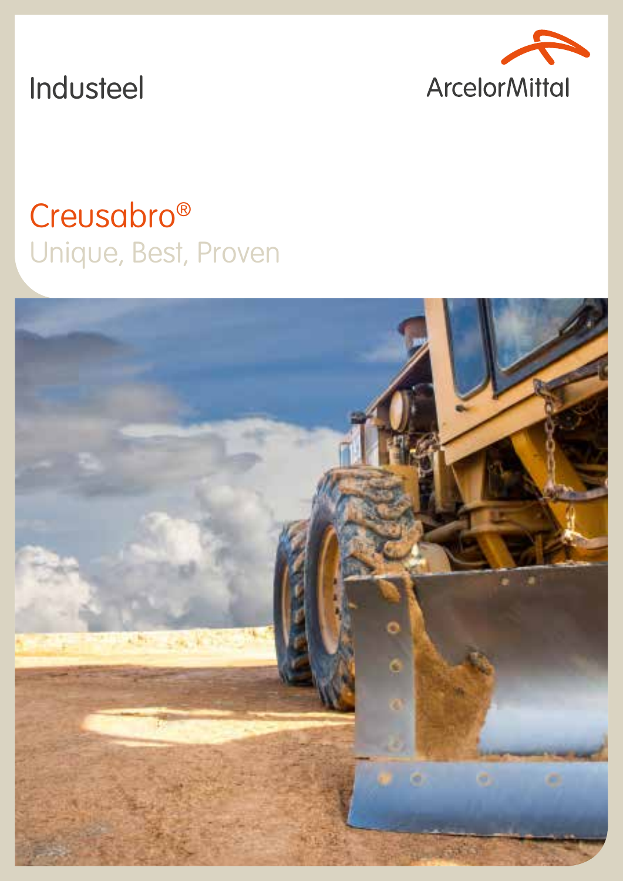Industeel

ArcelorMittal

# Creusabro®

## Unique, Best, Proven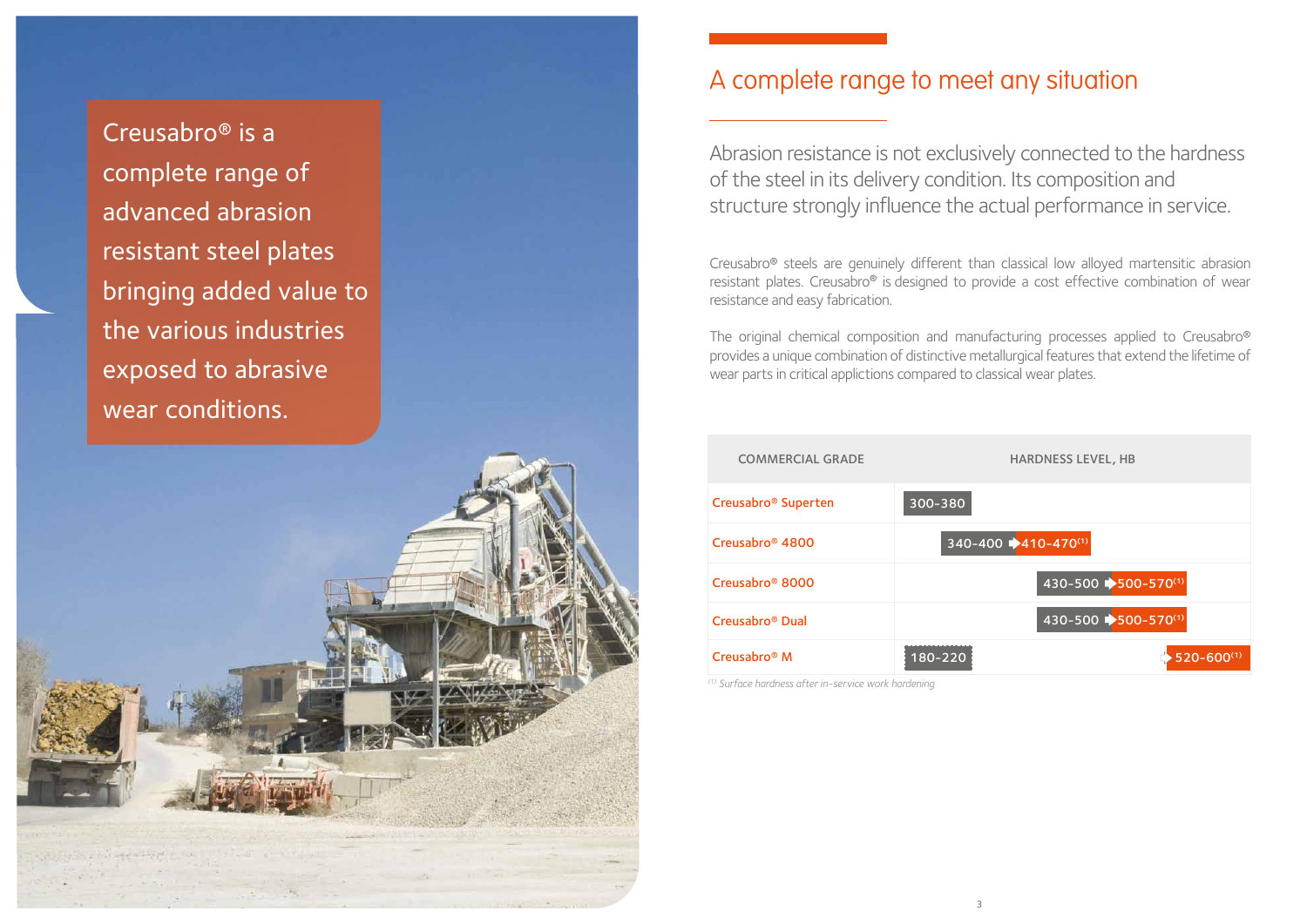Creusabro® is a complete range of advanced abrasion resistant steel plates bringing added value to the various industries exposed to abrasive wear conditions.

## A complete range to meet any situation

Abrasion resistance is not exclusively connected to the hardness of the steel in its delivery condition. Its composition and structure strongly influence the actual performance in service.

Creusabro® steels are genuinely different than classical low alloyed martensitic abrasion resistant plates. Creusabro® is designed to provide a cost effective combination of wear resistance and easy fabrication.

The original chemical composition and manufacturing processes applied to Creusabro® provides a unique combination of distinctive metallurgical features that extend the lifetime of wear parts in critical applictions compared to classical wear plates.

| COMMERCIAL GRADE | HARDNESS LEVEL, HB |
|---|---|
| Creusabro® Superten | 300-380 |
| Creusabro® 4800 | 340-400 ➔ 410-470(1) |
| Creusabro® 8000 | 430-500 ➔ 500-570(1) |
| Creusabro® Dual | 430-500 ➔ 500-570(1) |
| Creusabro® M | 180-220 ➔ 520-600(1) |

*(1) Surface hardness after in-service work hardening*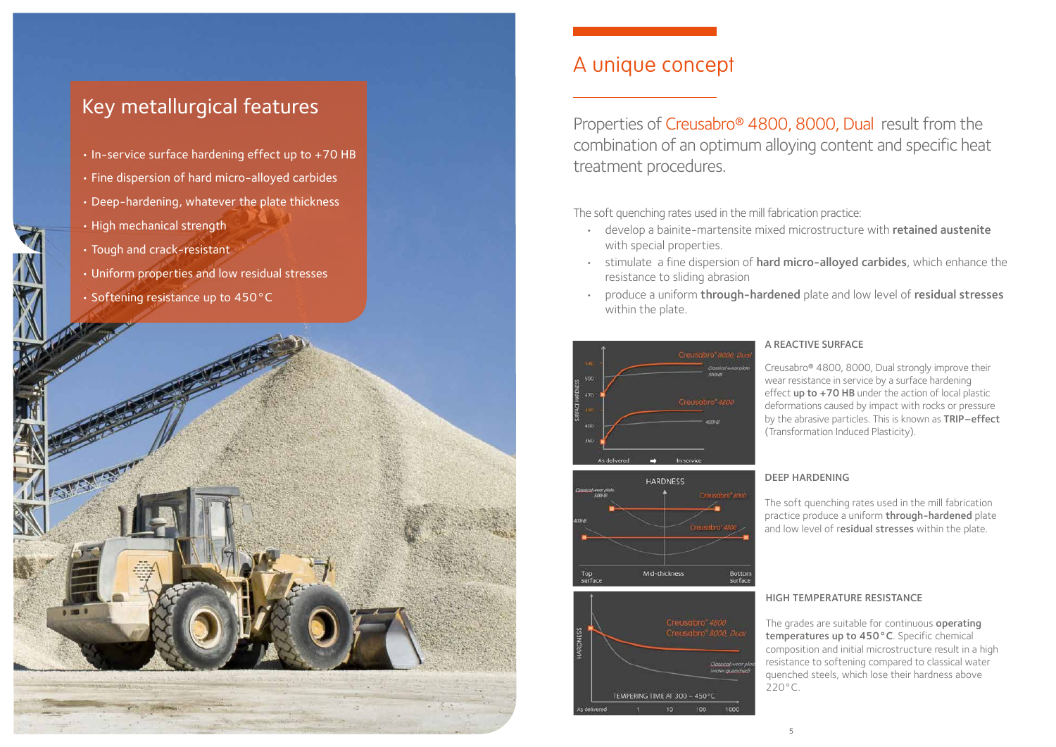## Key metallurgical features

- In-service surface hardening effect up to +70 HB
- Fine dispersion of hard micro-alloyed carbides
- Deep-hardening, whatever the plate thickness
- High mechanical strength
- Tough and crack-resistant
- Uniform properties and low residual stresses
- Softening resistance up to 450 °C

# A unique concept

Properties of Creusabro® 4800, 8000, Dual result from the combination of an optimum alloying content and specific heat treatment procedures.

The soft quenching rates used in the mill fabrication practice:

- develop a bainite-martensite mixed microstructure with **retained austenite** with special properties.
- stimulate a fine dispersion of **hard micro-alloyed carbides**, which enhance the resistance to sliding abrasion
- produce a uniform **through-hardened** plate and low level of **residual stresses** within the plate.

### A REACTIVE SURFACE

Creusabro® 4800, 8000, Dual strongly improve their wear resistance in service by a surface hardening effect **up to +70 HB** under the action of local plastic deformations caused by impact with rocks or pressure by the abrasive particles. This is known as **TRIP–effect** (Transformation Induced Plasticity).

### DEEP HARDENING

The soft quenching rates used in the mill fabrication practice produce a uniform **through-hardened** plate and low level of r**esidual stresses** within the plate.

### HIGH TEMPERATURE RESISTANCE

The grades are suitable for continuous **operating temperatures up to 450 °C**. Specific chemical composition and initial microstructure result in a high resistance to softening compared to classical water quenched steels, which lose their hardness above 220 °C.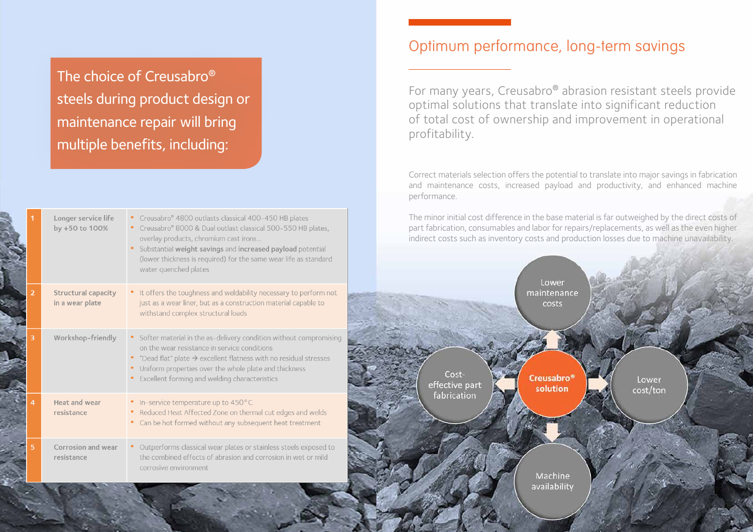The choice of Creusabro® steels during product design or maintenance repair will bring multiple benefits, including:

| # | Benefit | Details |
|---|---|---|
| 1 | Longer service life by +50 to 100% | • Creusabro® 4800 outlasts classical 400-450 HB plates<br>• Creusabro® 8000 & Dual outlast classical 500-550 HB plates, overlay products, chromium cast irons...<br>• Substantial **weight savings** and **increased payload** potential (lower thickness is required) for the same wear life as standard water quenched plates |
| 2 | Structural capacity in a wear plate | • It offers the toughness and weldability necessary to perform not just as a wear liner, but as a construction material capable to withstand complex structural loads |
| 3 | Workshop-friendly | • Softer material in the as-delivery condition without compromising on the wear resistance in service conditions<br>• "Dead flat" plate → excellent flatness with no residual stresses<br>• Uniform properties over the whole plate and thickness<br>• Excellent forming and welding characteristics |
| 4 | Heat and wear resistance | • In-service temperature up to 450°C<br>• Reduced Heat Affected Zone on thermal cut edges and welds<br>• Can be hot formed without any subsequent heat treatment |
| 5 | Corrosion and wear resistance | • Outperforms classical wear plates or stainless steels exposed to the combined effects of abrasion and corrosion in wet or mild corrosive environment |

## Optimum performance, long-term savings

For many years, Creusabro® abrasion resistant steels provide optimal solutions that translate into significant reduction of total cost of ownership and improvement in operational profitability.

Correct materials selection offers the potential to translate into major savings in fabrication and maintenance costs, increased payload and productivity, and enhanced machine performance.

The minor initial cost difference in the base material is far outweighed by the direct costs of part fabrication, consumables and labor for repairs/replacements, as well as the even higher indirect costs such as inventory costs and production losses due to machine unavailability.

Creusabro® solution → Lower maintenance costs; Cost-effective part fabrication; Lower cost/ton; Machine availability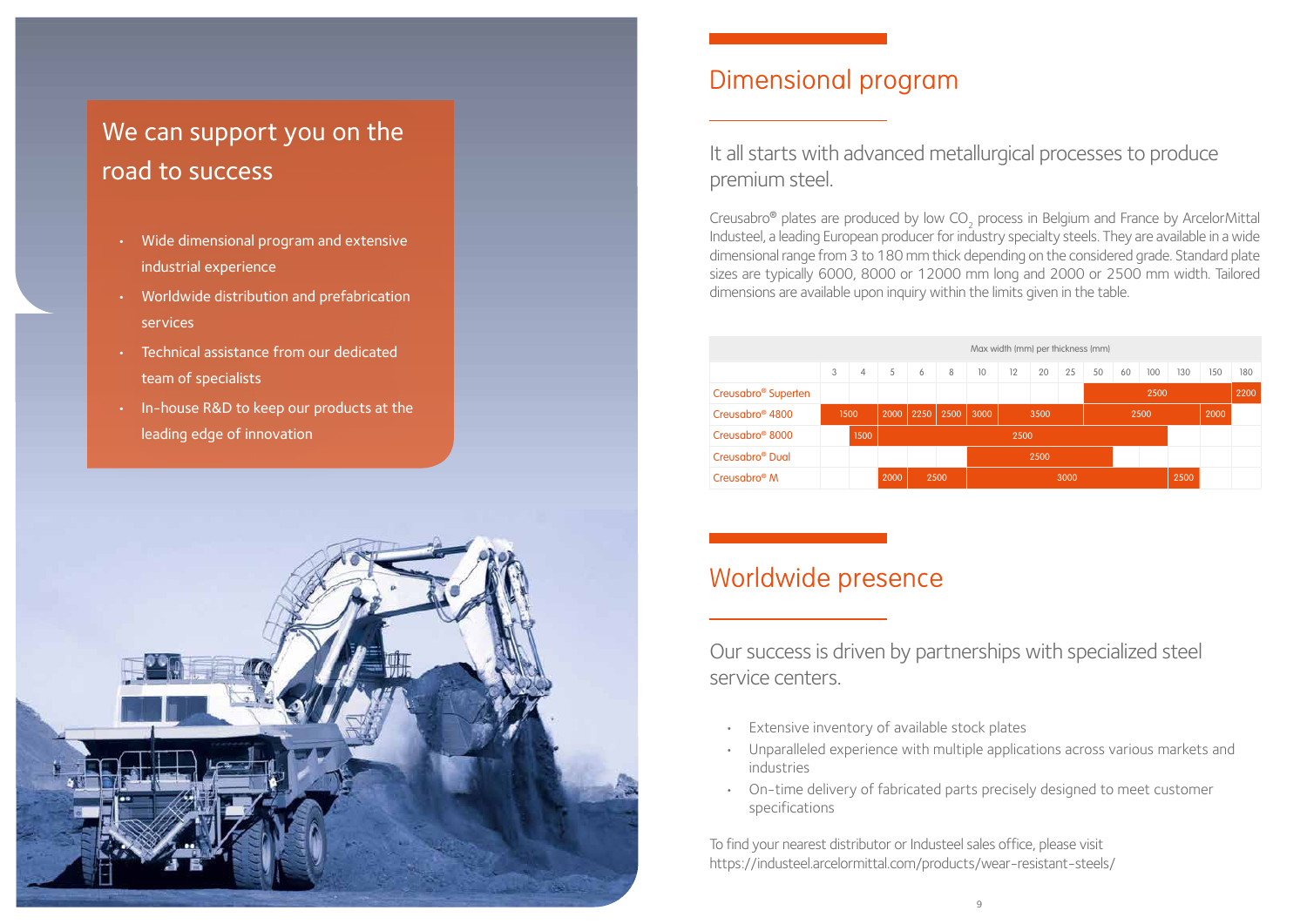# Dimensional program

## It all starts with advanced metallurgical processes to produce premium steel.

Creusabro® plates are produced by low $CO_2$ process in Belgium and France by ArcelorMittal Industeel, a leading European producer for industry specialty steels. They are available in a wide dimensional range from 3 to 180 mm thick depending on the considered grade. Standard plate sizes are typically 6000, 8000 or 12000 mm long and 2000 or 2500 mm width. Tailored dimensions are available upon inquiry within the limits given in the table.

| | Max width (mm) per thickness (mm) | | | | | | | | | | | | | | |
|---|---|---|---|---|---|---|---|---|---|---|---|---|---|---|---|
| | 3 | 4 | 5 | 6 | 8 | 10 | 12 | 20 | 25 | 50 | 60 | 100 | 130 | 150 | 180 |
| Creusabro® Superten | | | | | | | | | | 2500 | 2500 | 2500 | 2500 | 2500 | 2200 |
| Creusabro® 4800 | 1500 | 1500 | 2000 | 2250 | 2500 | 3000 | 3500 | 3500 | 3500 | 2500 | 2500 | 2500 | 2500 | 2000 | |
| Creusabro® 8000 | | 1500 | 2500 | 2500 | 2500 | 2500 | 2500 | 2500 | 2500 | 2500 | 2500 | 2500 | | | |
| Creusabro® Dual | | | | | | 2500 | 2500 | 2500 | 2500 | 2500 | | | | | |
| Creusabro® M | | | 2000 | 2500 | 2500 | 3000 | 3000 | 3000 | 3000 | 3000 | 3000 | 3000 | 2500 | | |

# Worldwide presence

## Our success is driven by partnerships with specialized steel service centers.

- Extensive inventory of available stock plates
- Unparalleled experience with multiple applications across various markets and industries
- On-time delivery of fabricated parts precisely designed to meet customer specifications

To find your nearest distributor or Industeel sales office, please visit https://industeel.arcelormittal.com/products/wear-resistant-steels/

## We can support you on the road to success

- Wide dimensional program and extensive industrial experience
- Worldwide distribution and prefabrication services
- Technical assistance from our dedicated team of specialists
- In-house R&D to keep our products at the leading edge of innovation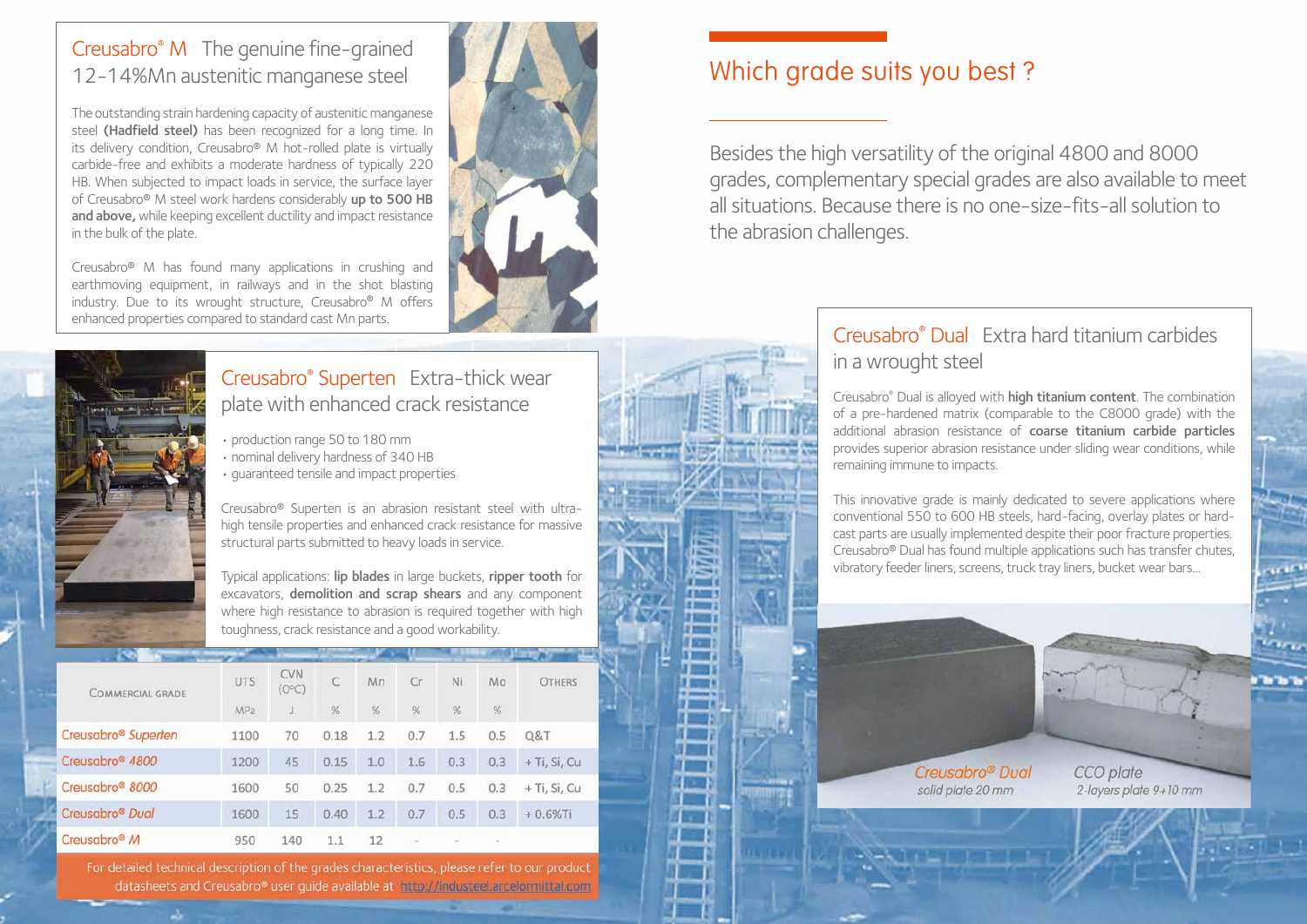## Creusabro® M The genuine fine-grained 12-14%Mn austenitic manganese steel

The outstanding strain hardening capacity of austenitic manganese steel **(Hadfield steel)** has been recognized for a long time. In its delivery condition, Creusabro® M hot-rolled plate is virtually carbide-free and exhibits a moderate hardness of typically 220 HB. When subjected to impact loads in service, the surface layer of Creusabro® M steel work hardens considerably **up to 500 HB and above,** while keeping excellent ductility and impact resistance in the bulk of the plate.

Creusabro® M has found many applications in crushing and earthmoving equipment, in railways and in the shot blasting industry. Due to its wrought structure, Creusabro® M offers enhanced properties compared to standard cast Mn parts.

## Creusabro® Superten Extra-thick wear plate with enhanced crack resistance

- production range 50 to 180 mm
- nominal delivery hardness of 340 HB
- guaranteed tensile and impact properties

Creusabro® Superten is an abrasion resistant steel with ultra-high tensile properties and enhanced crack resistance for massive structural parts submitted to heavy loads in service.

Typical applications: **lip blades** in large buckets, **ripper tooth** for excavators, **demolition and scrap shears** and any component where high resistance to abrasion is required together with high toughness, crack resistance and a good workability.

| Commercial grade | UTS | CVN (0°C) | C | Mn | Cr | Ni | Mo | Others |
|---|---|---|---|---|---|---|---|---|
| | MPa | J | % | % | % | % | % | |
| Creusabro® *Superten* | 1100 | 70 | 0.18 | 1.2 | 0.7 | 1.5 | 0.5 | Q&T |
| Creusabro® *4800* | 1200 | 45 | 0.15 | 1.0 | 1.6 | 0.3 | 0.3 | + Ti, Si, Cu |
| Creusabro® *8000* | 1600 | 50 | 0.25 | 1.2 | 0.7 | 0.5 | 0.3 | + Ti, Si, Cu |
| Creusabro® *Dual* | 1600 | 15 | 0.40 | 1.2 | 0.7 | 0.5 | 0.3 | + 0.6%Ti |
| Creusabro® *M* | 950 | 140 | 1.1 | 12 | - | - | - | |

For detailed technical description of the grades characteristics, please refer to our product datasheets and Creusabro® user guide available at http://industeel.arcelormittal.com

## Which grade suits you best ?

Besides the high versatility of the original 4800 and 8000 grades, complementary special grades are also available to meet all situations. Because there is no one-size-fits-all solution to the abrasion challenges.

## Creusabro® Dual Extra hard titanium carbides in a wrought steel

Creusabro® Dual is alloyed with **high titanium content**. The combination of a pre-hardened matrix (comparable to the C8000 grade) with the additional abrasion resistance of **coarse titanium carbide particles** provides superior abrasion resistance under sliding wear conditions, while remaining immune to impacts.

This innovative grade is mainly dedicated to severe applications where conventional 550 to 600 HB steels, hard-facing, overlay plates or hard-cast parts are usually implemented despite their poor fracture properties. Creusabro® Dual has found multiple applications such has transfer chutes, vibratory feeder liners, screens, truck tray liners, bucket wear bars…

*Creusabro® Dual* — *solid plate 20 mm*

*CCO plate* — *2-layers plate 9+10 mm*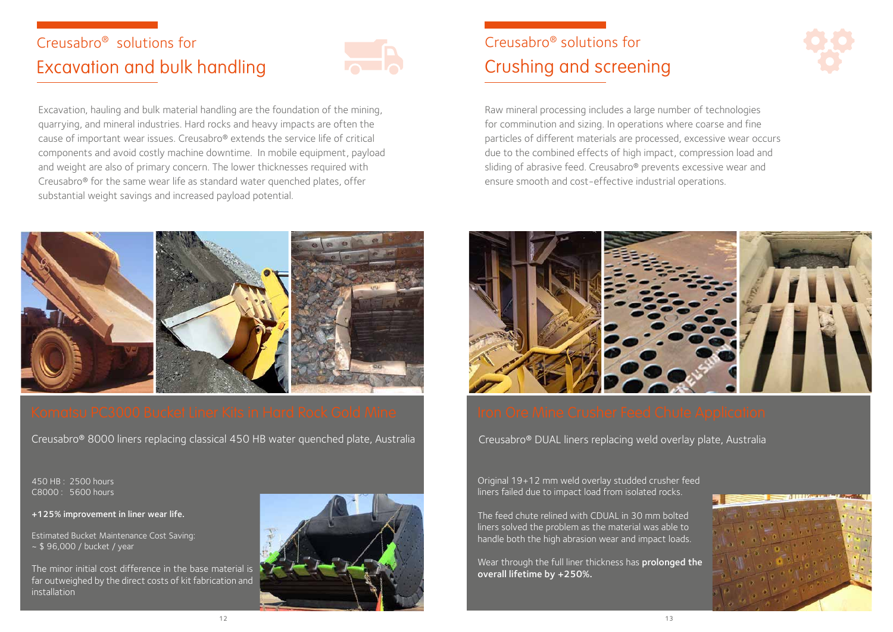## Creusabro® solutions for

# Excavation and bulk handling

Excavation, hauling and bulk material handling are the foundation of the mining, quarrying, and mineral industries. Hard rocks and heavy impacts are often the cause of important wear issues. Creusabro® extends the service life of critical components and avoid costly machine downtime. In mobile equipment, payload and weight are also of primary concern. The lower thicknesses required with Creusabro® for the same wear life as standard water quenched plates, offer substantial weight savings and increased payload potential.

### Komatsu PC3000 Bucket Liner Kits in Hard Rock Gold Mine

Creusabro® 8000 liners replacing classical 450 HB water quenched plate, Australia

450 HB : 2500 hours
C8000 : 5600 hours

**+125% improvement in liner wear life.**

Estimated Bucket Maintenance Cost Saving:
~ $ 96,000 / bucket / year

The minor initial cost difference in the base material is far outweighed by the direct costs of kit fabrication and installation

## Creusabro® solutions for

# Crushing and screening

Raw mineral processing includes a large number of technologies for comminution and sizing. In operations where coarse and fine particles of different materials are processed, excessive wear occurs due to the combined effects of high impact, compression load and sliding of abrasive feed. Creusabro® prevents excessive wear and ensure smooth and cost-effective industrial operations.

### Iron Ore Mine Crusher Feed Chute Application

Creusabro® DUAL liners replacing weld overlay plate, Australia

Original 19+12 mm weld overlay studded crusher feed liners failed due to impact load from isolated rocks.

The feed chute relined with CDUAL in 30 mm bolted liners solved the problem as the material was able to handle both the high abrasion wear and impact loads.

Wear through the full liner thickness has **prolonged the overall lifetime by +250%.**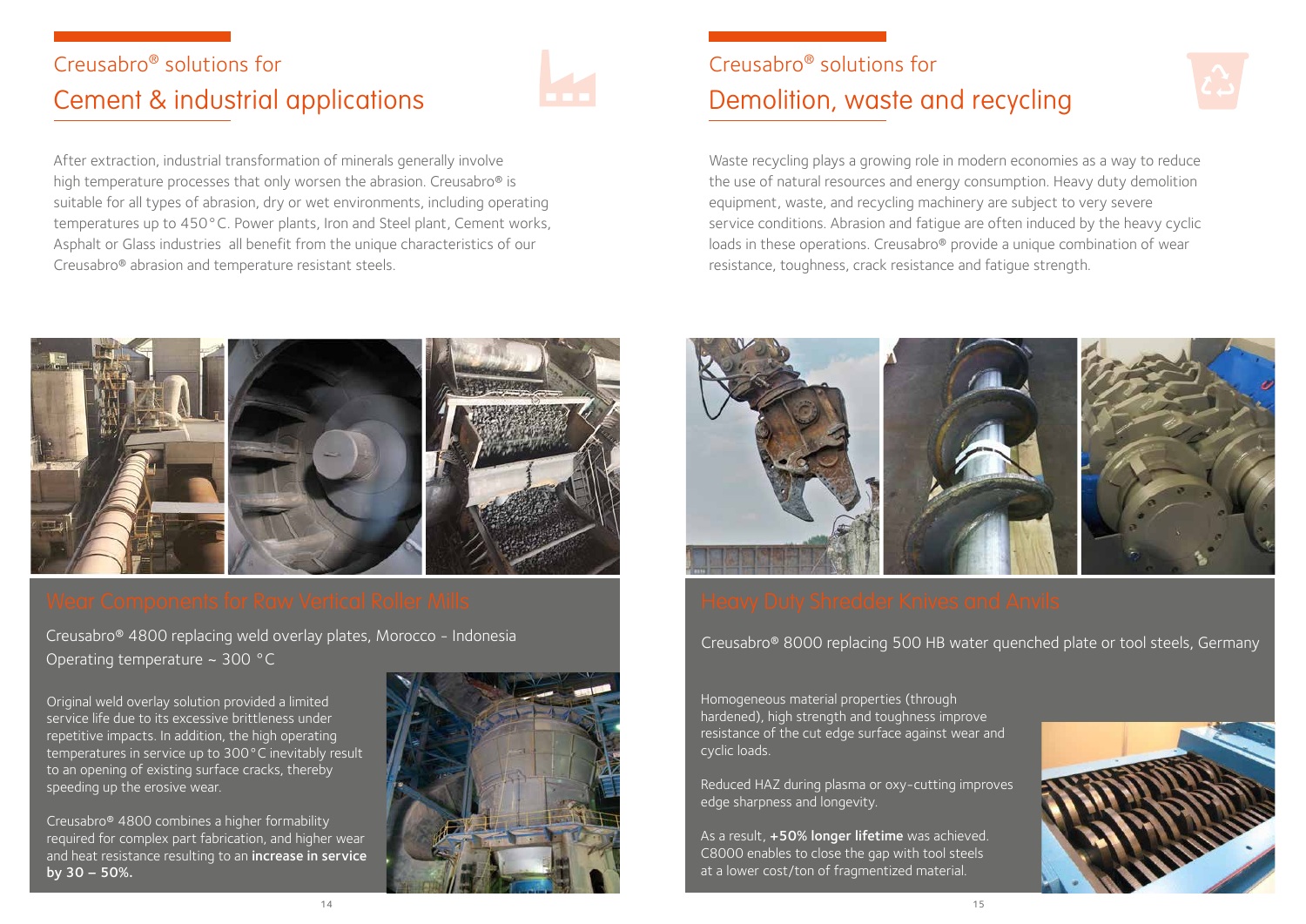## Creusabro® solutions for Cement & industrial applications

After extraction, industrial transformation of minerals generally involve high temperature processes that only worsen the abrasion. Creusabro® is suitable for all types of abrasion, dry or wet environments, including operating temperatures up to 450°C. Power plants, Iron and Steel plant, Cement works, Asphalt or Glass industries all benefit from the unique characteristics of our Creusabro® abrasion and temperature resistant steels.

### Wear Components for Raw Vertical Roller Mills

Creusabro® 4800 replacing weld overlay plates, Morocco - Indonesia
Operating temperature ~ 300 °C

Original weld overlay solution provided a limited service life due to its excessive brittleness under repetitive impacts. In addition, the high operating temperatures in service up to 300°C inevitably result to an opening of existing surface cracks, thereby speeding up the erosive wear.

Creusabro® 4800 combines a higher formability required for complex part fabrication, and higher wear and heat resistance resulting to an **increase in service by 30 – 50%.**

## Creusabro® solutions for Demolition, waste and recycling

Waste recycling plays a growing role in modern economies as a way to reduce the use of natural resources and energy consumption. Heavy duty demolition equipment, waste, and recycling machinery are subject to very severe service conditions. Abrasion and fatigue are often induced by the heavy cyclic loads in these operations. Creusabro® provide a unique combination of wear resistance, toughness, crack resistance and fatigue strength.

### Heavy Duty Shredder Knives and Anvils

Creusabro® 8000 replacing 500 HB water quenched plate or tool steels, Germany

Homogeneous material properties (through hardened), high strength and toughness improve resistance of the cut edge surface against wear and cyclic loads.

Reduced HAZ during plasma or oxy-cutting improves edge sharpness and longevity.

As a result, **+50% longer lifetime** was achieved. C8000 enables to close the gap with tool steels at a lower cost/ton of fragmentized material.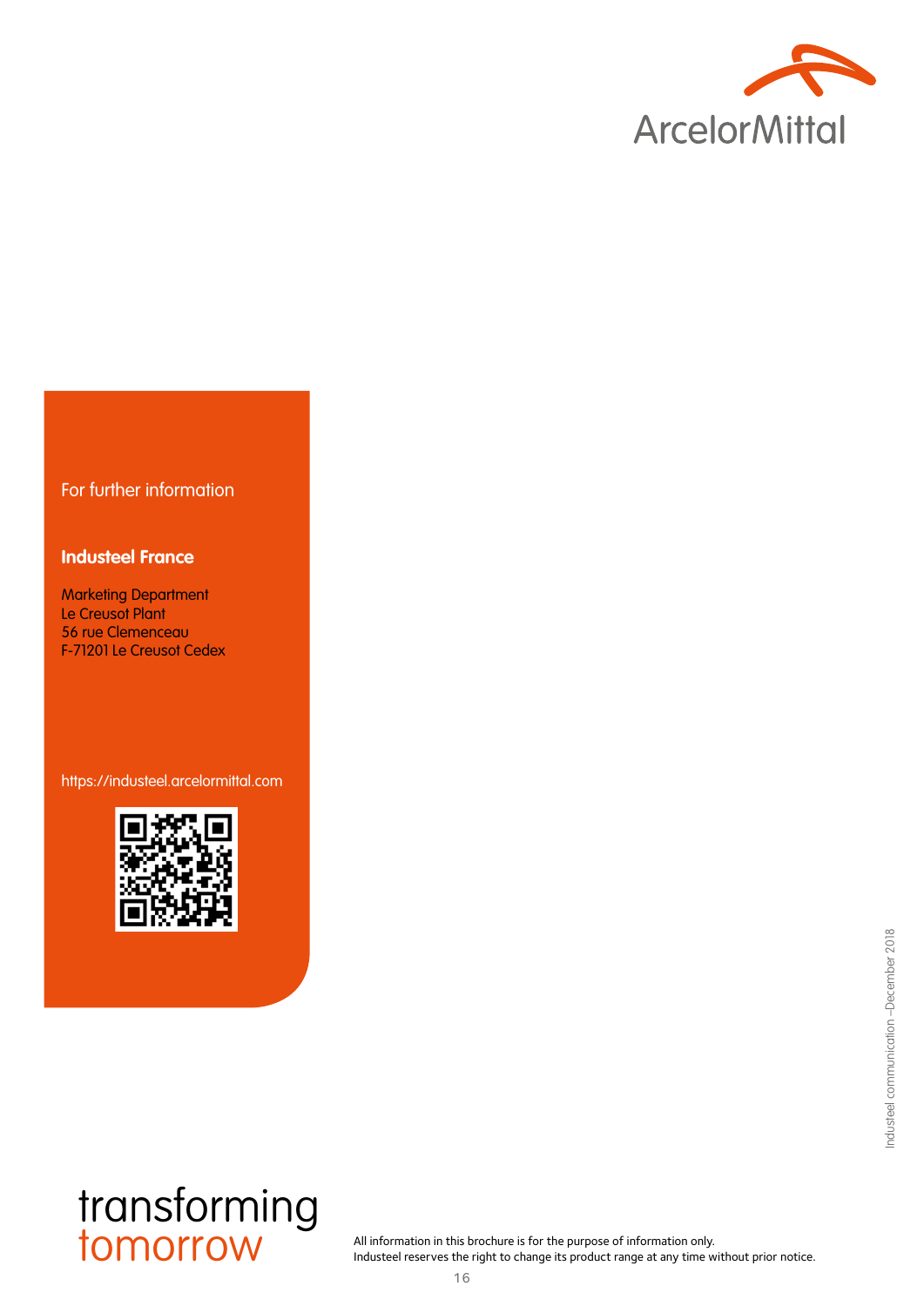ArcelorMittal

For further information

**Industeel France**

Marketing Department
Le Creusot Plant
56 rue Clemenceau
F-71201 Le Creusot Cedex

https://industeel.arcelormittal.com

Industeel communication –December 2018

transforming
tomorrow

All information in this brochure is for the purpose of information only.
Industeel reserves the right to change its product range at any time without prior notice.